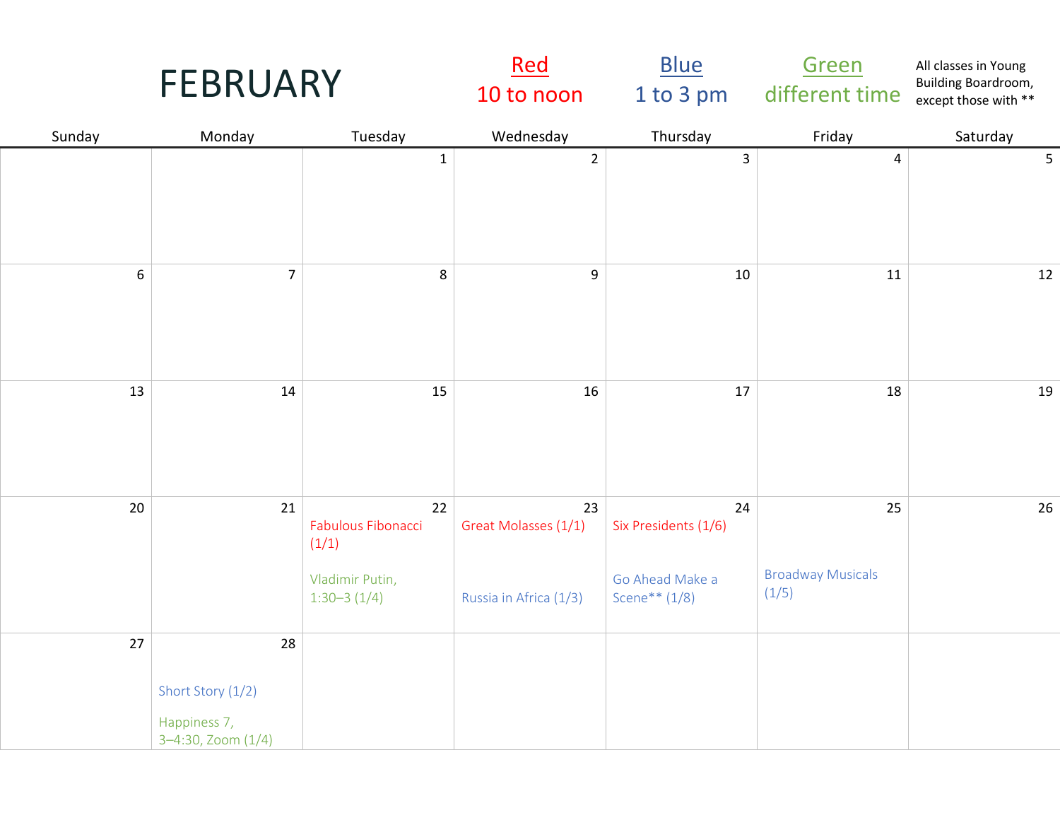# FEBRUARY

**Red** — 10 to noon | **Blue** — 1 to 3 pm | **Green** — different time

All classes in Young Building Boardroom, except those with **

| Sunday | Monday | Tuesday | Wednesday | Thursday | Friday | Saturday |
|---|---|---|---|---|---|---|
| | | 1 | 2 | 3 | 4 | 5 |
| 6 | 7 | 8 | 9 | 10 | 11 | 12 |
| 13 | 14 | 15 | 16 | 17 | 18 | 19 |
| 20 | 21 | 22<br>Fabulous Fibonacci (1/1) [Red]<br>Vladimir Putin, 1:30–3 (1/4) [Green] | 23<br>Great Molasses (1/1) [Red]<br>Russia in Africa (1/3) [Blue] | 24<br>Six Presidents (1/6) [Red]<br>Go Ahead Make a Scene** (1/8) [Blue] | 25<br>Broadway Musicals (1/5) [Blue] | 26 |
| 27 | 28<br>Short Story (1/2) [Blue]<br>Happiness 7, 3–4:30, Zoom (1/4) [Green] | | | | | |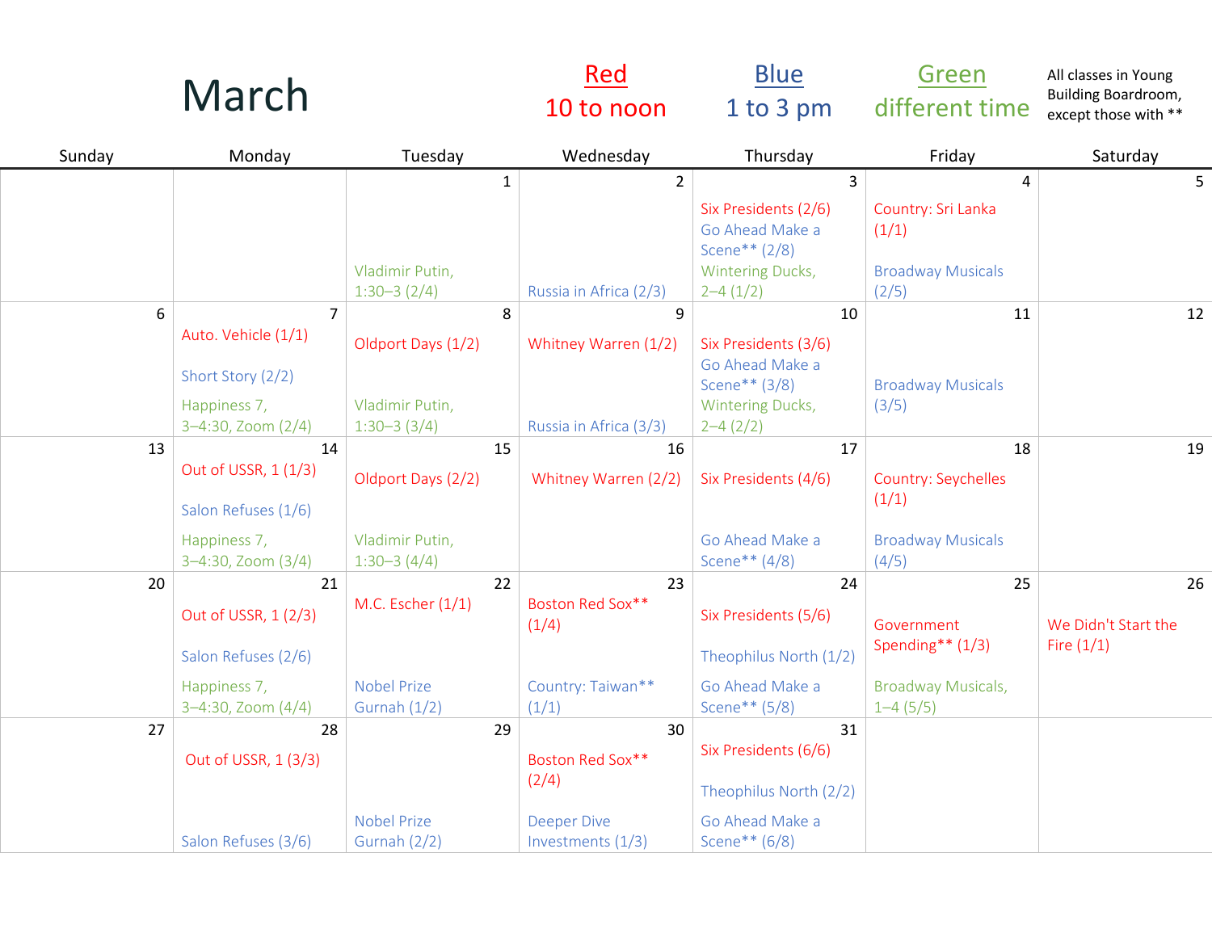# March

**Red** — 10 to noon

**Blue** — 1 to 3 pm

**Green** — different time

All classes in Young Building Boardroom, except those with **

| Sunday | Monday | Tuesday | Wednesday | Thursday | Friday | Saturday |
|---|---|---|---|---|---|---|
| | | 1<br>Vladimir Putin, 1:30–3 (2/4) | 2<br>Russia in Africa (2/3) | 3<br>Six Presidents (2/6)<br>Go Ahead Make a Scene** (2/8)<br>Wintering Ducks, 2–4 (1/2) | 4<br>Country: Sri Lanka (1/1)<br>Broadway Musicals (2/5) | 5 |
| 6 | 7<br>Auto. Vehicle (1/1)<br>Short Story (2/2)<br>Happiness 7, 3–4:30, Zoom (2/4) | 8<br>Oldport Days (1/2)<br>Vladimir Putin, 1:30–3 (3/4) | 9<br>Whitney Warren (1/2)<br>Russia in Africa (3/3) | 10<br>Six Presidents (3/6)<br>Go Ahead Make a Scene** (3/8)<br>Wintering Ducks, 2–4 (2/2) | 11<br>Broadway Musicals (3/5) | 12 |
| 13 | 14<br>Out of USSR, 1 (1/3)<br>Salon Refuses (1/6)<br>Happiness 7, 3–4:30, Zoom (3/4) | 15<br>Oldport Days (2/2)<br>Vladimir Putin, 1:30–3 (4/4) | 16<br>Whitney Warren (2/2) | 17<br>Six Presidents (4/6)<br>Go Ahead Make a Scene** (4/8) | 18<br>Country: Seychelles (1/1)<br>Broadway Musicals (4/5) | 19 |
| 20 | 21<br>Out of USSR, 1 (2/3)<br>Salon Refuses (2/6)<br>Happiness 7, 3–4:30, Zoom (4/4) | 22<br>M.C. Escher (1/1)<br>Nobel Prize Gurnah (1/2) | 23<br>Boston Red Sox** (1/4)<br>Country: Taiwan** (1/1) | 24<br>Six Presidents (5/6)<br>Theophilus North (1/2)<br>Go Ahead Make a Scene** (5/8) | 25<br>Government Spending** (1/3)<br>Broadway Musicals, 1–4 (5/5) | 26<br>We Didn't Start the Fire (1/1) |
| 27 | 28<br>Out of USSR, 1 (3/3)<br>Salon Refuses (3/6) | 29<br>Nobel Prize Gurnah (2/2) | 30<br>Boston Red Sox** (2/4)<br>Deeper Dive Investments (1/3) | 31<br>Six Presidents (6/6)<br>Theophilus North (2/2)<br>Go Ahead Make a Scene** (6/8) | | |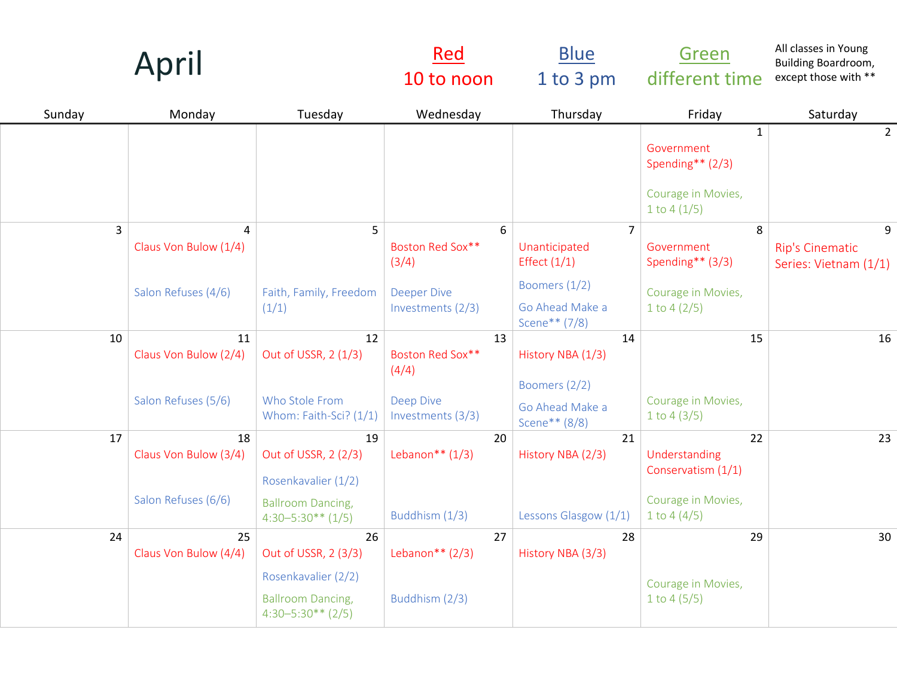# April

**Red** 10 to noon | **Blue** 1 to 3 pm | **Green** different time

All classes in Young Building Boardroom, except those with **

| Sunday | Monday | Tuesday | Wednesday | Thursday | Friday | Saturday |
|---|---|---|---|---|---|---|
| | | | | | 1<br>Government Spending** (2/3)<br>Courage in Movies, 1 to 4 (1/5) | 2 |
| 3 | 4<br>Claus Von Bulow (1/4)<br>Salon Refuses (4/6) | 5<br>Faith, Family, Freedom (1/1) | 6<br>Boston Red Sox** (3/4)<br>Deeper Dive Investments (2/3) | 7<br>Unanticipated Effect (1/1)<br>Boomers (1/2)<br>Go Ahead Make a Scene** (7/8) | 8<br>Government Spending** (3/3)<br>Courage in Movies, 1 to 4 (2/5) | 9<br>Rip's Cinematic Series: Vietnam (1/1) |
| 10 | 11<br>Claus Von Bulow (2/4)<br>Salon Refuses (5/6) | 12<br>Out of USSR, 2 (1/3)<br>Who Stole From Whom: Faith-Sci? (1/1) | 13<br>Boston Red Sox** (4/4)<br>Deep Dive Investments (3/3) | 14<br>History NBA (1/3)<br>Boomers (2/2)<br>Go Ahead Make a Scene** (8/8) | 15<br>Courage in Movies, 1 to 4 (3/5) | 16 |
| 17 | 18<br>Claus Von Bulow (3/4)<br>Salon Refuses (6/6) | 19<br>Out of USSR, 2 (2/3)<br>Rosenkavalier (1/2)<br>Ballroom Dancing, 4:30–5:30** (1/5) | 20<br>Lebanon** (1/3)<br>Buddhism (1/3) | 21<br>History NBA (2/3)<br>Lessons Glasgow (1/1) | 22<br>Understanding Conservatism (1/1)<br>Courage in Movies, 1 to 4 (4/5) | 23 |
| 24 | 25<br>Claus Von Bulow (4/4) | 26<br>Out of USSR, 2 (3/3)<br>Rosenkavalier (2/2)<br>Ballroom Dancing, 4:30–5:30** (2/5) | 27<br>Lebanon** (2/3)<br>Buddhism (2/3) | 28<br>History NBA (3/3) | 29<br>Courage in Movies, 1 to 4 (5/5) | 30 |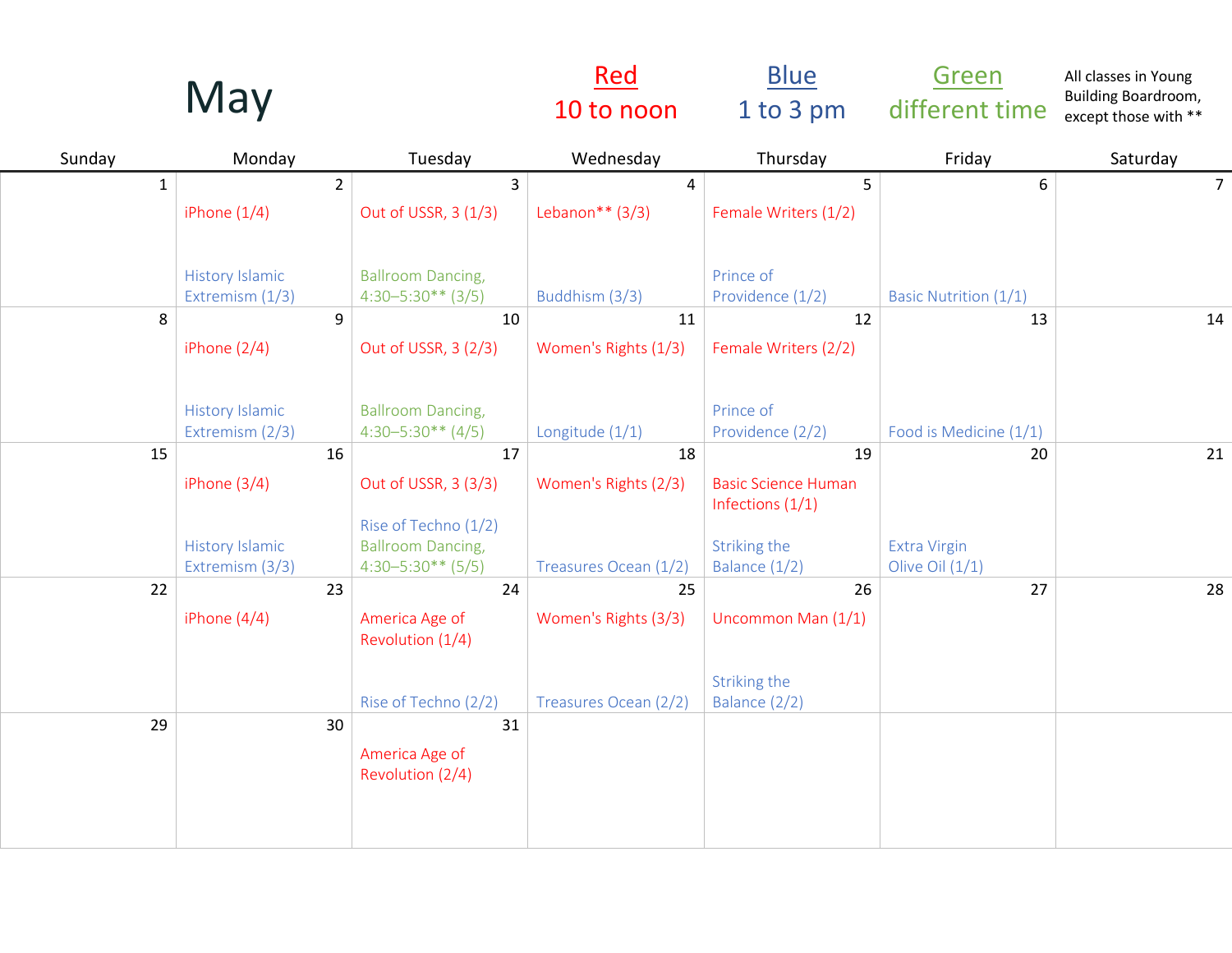# May

**Red** 10 to noon | **Blue** 1 to 3 pm | **Green** different time

All classes in Young Building Boardroom, except those with **

| Sunday | Monday | Tuesday | Wednesday | Thursday | Friday | Saturday |
|---|---|---|---|---|---|---|
| 1 | 2<br>iPhone (1/4)<br>History Islamic Extremism (1/3) | 3<br>Out of USSR, 3 (1/3)<br>Ballroom Dancing, 4:30–5:30** (3/5) | 4<br>Lebanon** (3/3)<br>Buddhism (3/3) | 5<br>Female Writers (1/2)<br>Prince of Providence (1/2) | 6<br>Basic Nutrition (1/1) | 7 |
| 8 | 9<br>iPhone (2/4)<br>History Islamic Extremism (2/3) | 10<br>Out of USSR, 3 (2/3)<br>Ballroom Dancing, 4:30–5:30** (4/5) | 11<br>Women's Rights (1/3)<br>Longitude (1/1) | 12<br>Female Writers (2/2)<br>Prince of Providence (2/2) | 13<br>Food is Medicine (1/1) | 14 |
| 15 | 16<br>iPhone (3/4)<br>History Islamic Extremism (3/3) | 17<br>Out of USSR, 3 (3/3)<br>Rise of Techno (1/2)<br>Ballroom Dancing, 4:30–5:30** (5/5) | 18<br>Women's Rights (2/3)<br>Treasures Ocean (1/2) | 19<br>Basic Science Human Infections (1/1)<br>Striking the Balance (1/2) | 20<br>Extra Virgin Olive Oil (1/1) | 21 |
| 22 | 23<br>iPhone (4/4) | 24<br>America Age of Revolution (1/4)<br>Rise of Techno (2/2) | 25<br>Women's Rights (3/3)<br>Treasures Ocean (2/2) | 26<br>Uncommon Man (1/1)<br>Striking the Balance (2/2) | 27 | 28 |
| 29 | 30 | 31<br>America Age of Revolution (2/4) | | | | |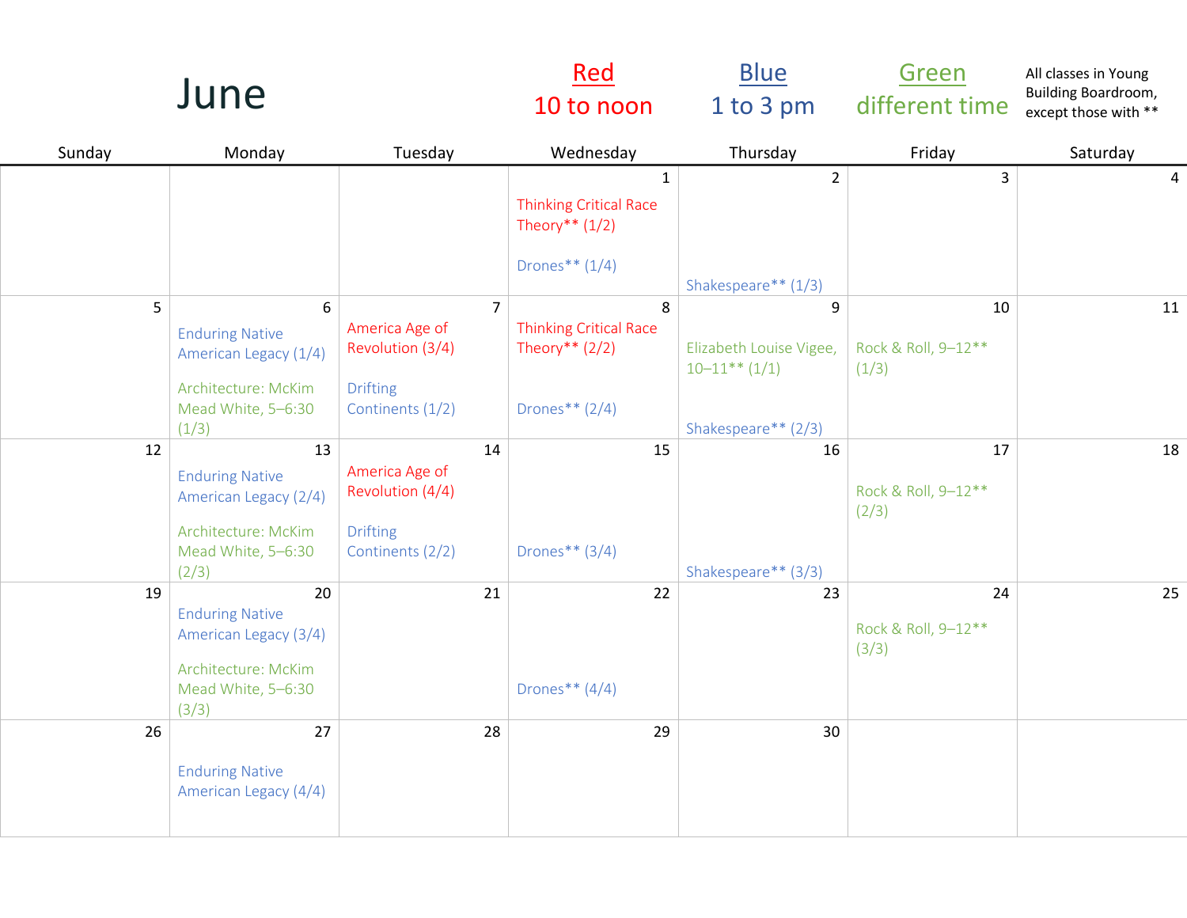# June

Red
10 to noon

Blue
1 to 3 pm

Green
different time

All classes in Young Building Boardroom, except those with **

| Sunday | Monday | Tuesday | Wednesday | Thursday | Friday | Saturday |
|---|---|---|---|---|---|---|
| | | | 1 Thinking Critical Race Theory** (1/2) Drones** (1/4) | 2 Shakespeare** (1/3) | 3 | 4 |
| 5 | 6 Enduring Native American Legacy (1/4) Architecture: McKim Mead White, 5–6:30 (1/3) | 7 America Age of Revolution (3/4) Drifting Continents (1/2) | 8 Thinking Critical Race Theory** (2/2) Drones** (2/4) | 9 Elizabeth Louise Vigee, 10–11** (1/1) Shakespeare** (2/3) | 10 Rock & Roll, 9–12** (1/3) | 11 |
| 12 | 13 Enduring Native American Legacy (2/4) Architecture: McKim Mead White, 5–6:30 (2/3) | 14 America Age of Revolution (4/4) Drifting Continents (2/2) | 15 Drones** (3/4) | 16 Shakespeare** (3/3) | 17 Rock & Roll, 9–12** (2/3) | 18 |
| 19 | 20 Enduring Native American Legacy (3/4) Architecture: McKim Mead White, 5–6:30 (3/3) | 21 | 22 Drones** (4/4) | 23 | 24 Rock & Roll, 9–12** (3/3) | 25 |
| 26 | 27 Enduring Native American Legacy (4/4) | 28 | 29 | 30 | | |